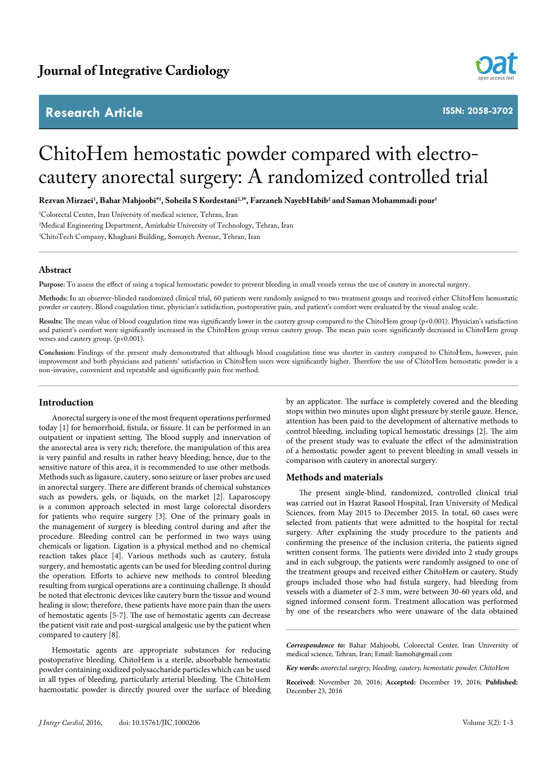Journal of Integrative Cardiology

Research Article

ISSN: 2058-3702

# ChitoHem hemostatic powder compared with electro-cautery anorectal surgery: A randomized controlled trial

**Rezvan Mirzaei[1], Bahar Mahjoobi*[1], Soheila S Kordestani[2,3]*, Farzaneh NayebHabib[2] and Saman Mohammadi pour[1]**

[1]Colorectal Center, Iran University of medical science, Tehran, Iran

[2]Medical Engineering Department, Amirkabir University of Technology, Tehran, Iran

[3]ChitoTech Company, Khaghani Building, Somayeh Avenue, Tehran, Iran

## Abstract

**Purpose:** To assess the effect of using a topical hemostatic powder to prevent bleeding in small vessels versus the use of cautery in anorectal surgery.

**Methods:** In an observer-blinded randomized clinical trial, 60 patients were randomly assigned to two treatment groups and received either ChitoHem hemostatic powder or cautery. Blood coagulation time, physician's satisfaction, postoperative pain, and patient's comfort were evaluated by the visual analog scale.

**Results:** The mean value of blood coagulation time was significantly lower in the cautery group compared to the ChitoHem group ($p<0.001$). Physician's satisfaction and patient's comfort were significantly increased in the ChitoHem group versus cautery group. The mean pain score significantly decreased in ChitoHem group verses and cautery group. ($p<0.001$).

**Conclusion:** Findings of the present study demonstrated that although blood coagulation time was shorter in cautery compared to ChitoHem, however, pain improvement and both physicians and patients' satisfaction in ChitoHem users were significantly higher. Therefore the use of ChitoHem hemostatic powder is a non-invasive, convenient and repeatable and significantly pain free method.

## Introduction

Anorectal surgery is one of the most frequent operations performed today [1] for hemorrhoid, fistula, or fissure. It can be performed in an outpatient or inpatient setting. The blood supply and innervation of the anorectal area is very rich; therefore, the manipulation of this area is very painful and results in rather heavy bleeding; hence, due to the sensitive nature of this area, it is recommended to use other methods. Methods such as ligasure, cautery, sono seizure or laser probes are used in anorectal surgery. There are different brands of chemical substances such as powders, gels, or liquids, on the market [2]. Laparoscopy is a common approach selected in most large colorectal disorders for patients who require surgery [3]. One of the primary goals in the management of surgery is bleeding control during and after the procedure. Bleeding control can be performed in two ways using chemicals or ligation. Ligation is a physical method and no chemical reaction takes place [4]. Various methods such as cautery, fistula surgery, and hemostatic agents can be used for bleeding control during the operation. Efforts to achieve new methods to control bleeding resulting from surgical operations are a continuing challenge. It should be noted that electronic devices like cautery burn the tissue and wound healing is slow; therefore, these patients have more pain than the users of hemostatic agents [5-7]. The use of hemostatic agents can decrease the patient visit rate and post-surgical analgesic use by the patient when compared to cautery [8].

Hemostatic agents are appropriate substances for reducing postoperative bleeding. ChitoHem is a sterile, absorbable hemostatic powder containing oxidized polysaccharide particles which can be used in all types of bleeding, particularly arterial bleeding. The ChitoHem haemostatic powder is directly poured over the surface of bleeding by an applicator. The surface is completely covered and the bleeding stops within two minutes upon slight pressure by sterile gauze. Hence, attention has been paid to the development of alternative methods to control bleeding, including topical hemostatic dressings [2]. The aim of the present study was to evaluate the effect of the administration of a hemostatic powder agent to prevent bleeding in small vessels in comparison with cautery in anorectal surgery.

## Methods and materials

The present single-blind, randomized, controlled clinical trial was carried out in Hazrat Rasool Hospital, Iran University of Medical Sciences, from May 2015 to December 2015. In total, 60 cases were selected from patients that were admitted to the hospital for rectal surgery. After explaining the study procedure to the patients and confirming the presence of the inclusion criteria, the patients signed written consent forms. The patients were divided into 2 study groups and in each subgroup, the patients were randomly assigned to one of the treatment groups and received either ChitoHem or cautery. Study groups included those who had fistula surgery, had bleeding from vessels with a diameter of 2-3 mm, were between 30-60 years old, and signed informed consent form. Treatment allocation was performed by one of the researchers who were unaware of the data obtained

*Correspondence to:* Bahar Mahjoobi, Colorectal Center, Iran University of medical science, Tehran, Iran; Email: liamoh@gmail.com

*Key words: anorectal surgery, bleeding, cautery, hemostatic powder, ChitoHem*

**Received:** November 20, 2016; **Accepted:** December 19, 2016; **Published:** December 23, 2016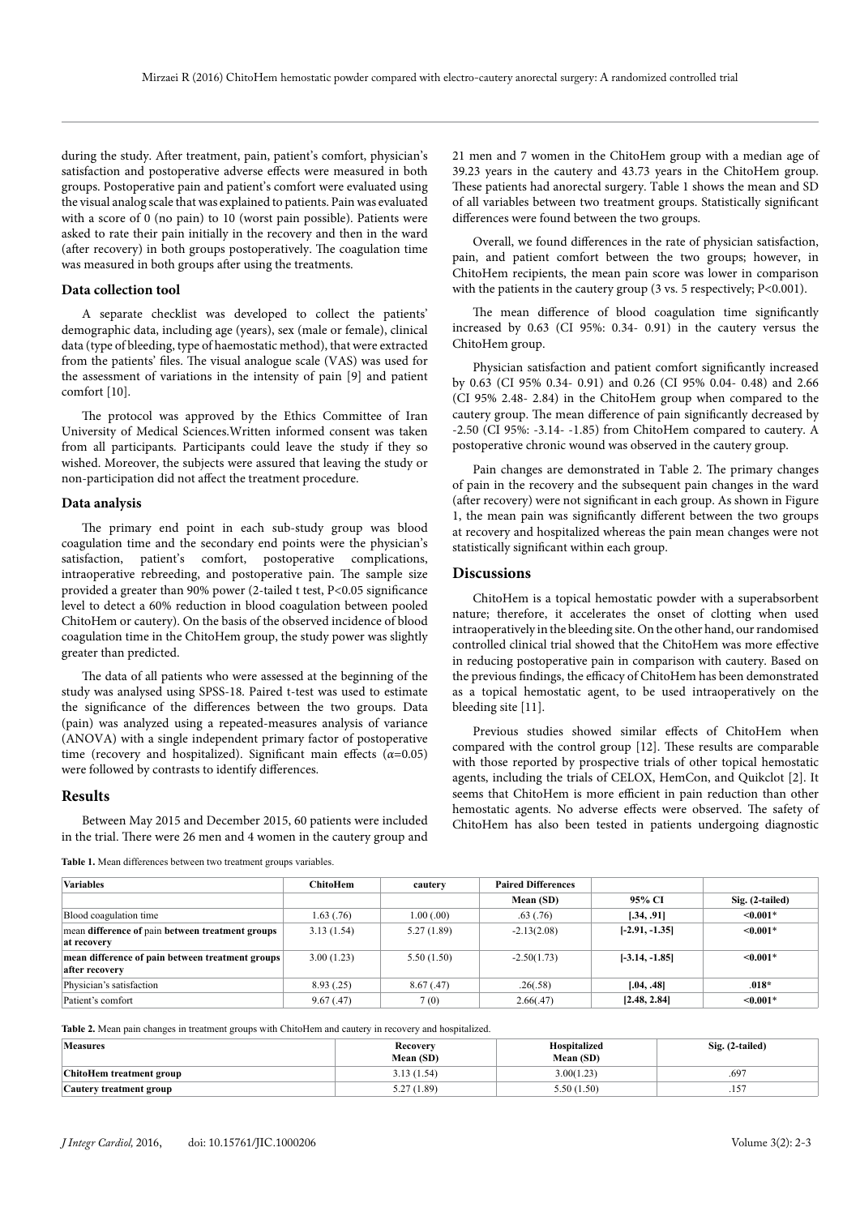during the study. After treatment, pain, patient's comfort, physician's satisfaction and postoperative adverse effects were measured in both groups. Postoperative pain and patient's comfort were evaluated using the visual analog scale that was explained to patients. Pain was evaluated with a score of 0 (no pain) to 10 (worst pain possible). Patients were asked to rate their pain initially in the recovery and then in the ward (after recovery) in both groups postoperatively. The coagulation time was measured in both groups after using the treatments.

### Data collection tool

A separate checklist was developed to collect the patients' demographic data, including age (years), sex (male or female), clinical data (type of bleeding, type of haemostatic method), that were extracted from the patients' files. The visual analogue scale (VAS) was used for the assessment of variations in the intensity of pain [9] and patient comfort [10].

The protocol was approved by the Ethics Committee of Iran University of Medical Sciences.Written informed consent was taken from all participants. Participants could leave the study if they so wished. Moreover, the subjects were assured that leaving the study or non-participation did not affect the treatment procedure.

### Data analysis

The primary end point in each sub-study group was blood coagulation time and the secondary end points were the physician's satisfaction, patient's comfort, postoperative complications, intraoperative rebreeding, and postoperative pain. The sample size provided a greater than 90% power (2-tailed t test, $P<0.05$ significance level to detect a 60% reduction in blood coagulation between pooled ChitoHem or cautery). On the basis of the observed incidence of blood coagulation time in the ChitoHem group, the study power was slightly greater than predicted.

The data of all patients who were assessed at the beginning of the study was analysed using SPSS-18. Paired t-test was used to estimate the significance of the differences between the two groups. Data (pain) was analyzed using a repeated-measures analysis of variance (ANOVA) with a single independent primary factor of postoperative time (recovery and hospitalized). Significant main effects ($\alpha=0.05$) were followed by contrasts to identify differences.

## Results

Between May 2015 and December 2015, 60 patients were included in the trial. There were 26 men and 4 women in the cautery group and 21 men and 7 women in the ChitoHem group with a median age of 39.23 years in the cautery and 43.73 years in the ChitoHem group. These patients had anorectal surgery. Table 1 shows the mean and SD of all variables between two treatment groups. Statistically significant differences were found between the two groups.

Overall, we found differences in the rate of physician satisfaction, pain, and patient comfort between the two groups; however, in ChitoHem recipients, the mean pain score was lower in comparison with the patients in the cautery group (3 vs. 5 respectively; $P<0.001$).

The mean difference of blood coagulation time significantly increased by 0.63 (CI 95%: 0.34- 0.91) in the cautery versus the ChitoHem group.

Physician satisfaction and patient comfort significantly increased by 0.63 (CI 95% 0.34- 0.91) and 0.26 (CI 95% 0.04- 0.48) and 2.66 (CI 95% 2.48- 2.84) in the ChitoHem group when compared to the cautery group. The mean difference of pain significantly decreased by -2.50 (CI 95%: -3.14- -1.85) from ChitoHem compared to cautery. A postoperative chronic wound was observed in the cautery group.

Pain changes are demonstrated in Table 2. The primary changes of pain in the recovery and the subsequent pain changes in the ward (after recovery) were not significant in each group. As shown in Figure 1, the mean pain was significantly different between the two groups at recovery and hospitalized whereas the pain mean changes were not statistically significant within each group.

## Discussions

ChitoHem is a topical hemostatic powder with a superabsorbent nature; therefore, it accelerates the onset of clotting when used intraoperatively in the bleeding site. On the other hand, our randomised controlled clinical trial showed that the ChitoHem was more effective in reducing postoperative pain in comparison with cautery. Based on the previous findings, the efficacy of ChitoHem has been demonstrated as a topical hemostatic agent, to be used intraoperatively on the bleeding site [11].

Previous studies showed similar effects of ChitoHem when compared with the control group [12]. These results are comparable with those reported by prospective trials of other topical hemostatic agents, including the trials of CELOX, HemCon, and Quikclot [2]. It seems that ChitoHem is more efficient in pain reduction than other hemostatic agents. No adverse effects were observed. The safety of ChitoHem has also been tested in patients undergoing diagnostic

**Table 1.** Mean differences between two treatment groups variables.

| Variables | ChitoHem | cautery | Paired Differences | | |
|---|---|---|---|---|---|
| | | | Mean (SD) | 95% CI | Sig. (2-tailed) |
| Blood coagulation time | 1.63 (.76) | 1.00 (.00) | .63 (.76) | [.34, .91] | <0.001* |
| mean **difference of** pain **between treatment groups at recovery** | 3.13 (1.54) | 5.27 (1.89) | -2.13(2.08) | [-2.91, -1.35] | <0.001* |
| **mean difference of pain between treatment groups after recovery** | 3.00 (1.23) | 5.50 (1.50) | -2.50(1.73) | [-3.14, -1.85] | <0.001* |
| Physician's satisfaction | 8.93 (.25) | 8.67 (.47) | .26(.58) | [.04, .48] | .018* |
| Patient's comfort | 9.67 (.47) | 7 (0) | 2.66(.47) | [2.48, 2.84] | <0.001* |

**Table 2.** Mean pain changes in treatment groups with ChitoHem and cautery in recovery and hospitalized.

| Measures | Recovery Mean (SD) | Hospitalized Mean (SD) | Sig. (2-tailed) |
|---|---|---|---|
| **ChitoHem treatment group** | 3.13 (1.54) | 3.00(1.23) | .697 |
| **Cautery treatment group** | 5.27 (1.89) | 5.50 (1.50) | .157 |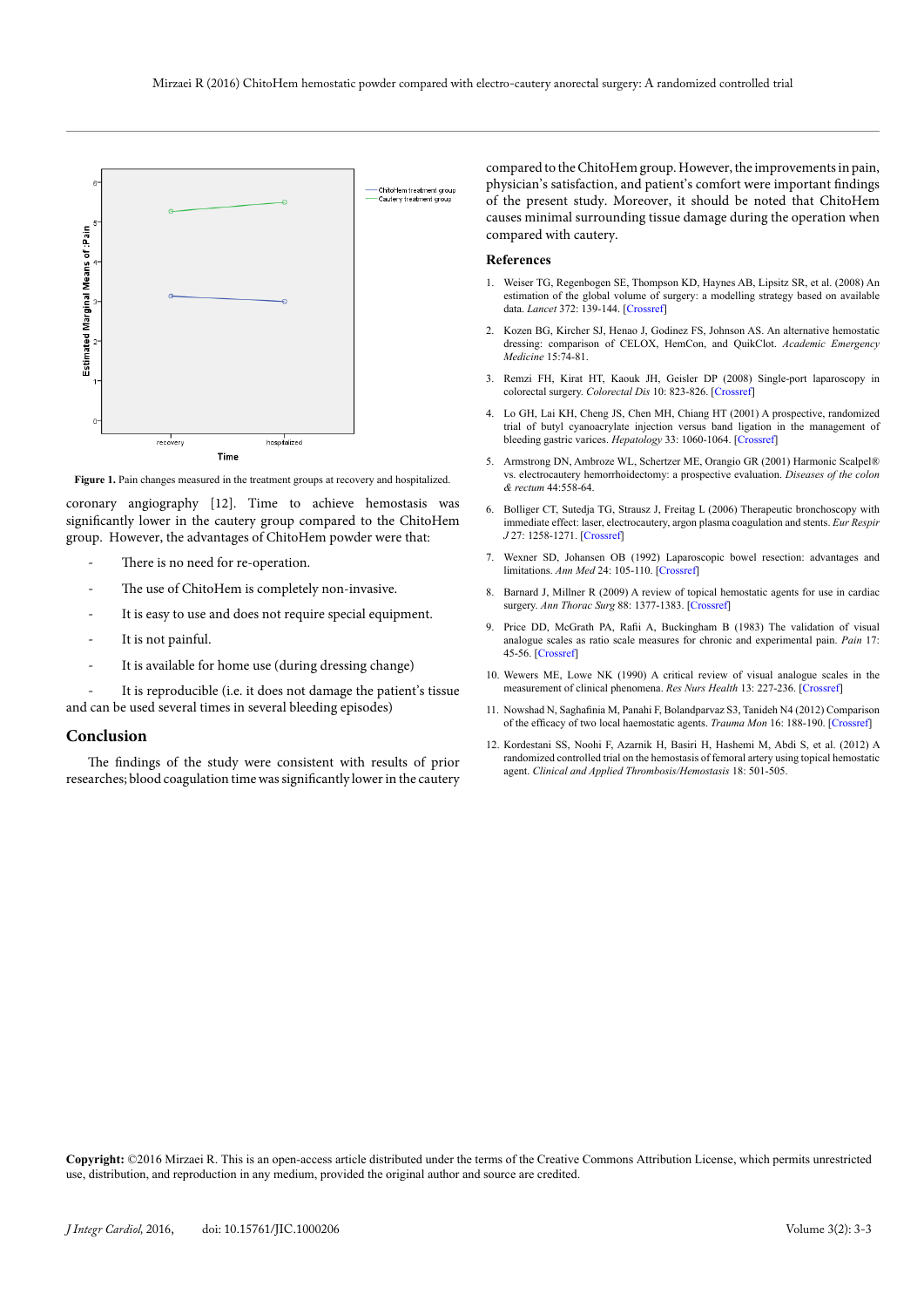6

5

4

3

2

1

0

Estimated Marginal Means of :Pain

recovery

hospitalized

Time

ChitoHem treatment group

Cautery treatment group

**Figure 1.** Pain changes measured in the treatment groups at recovery and hospitalized.

coronary angiography [12]. Time to achieve hemostasis was significantly lower in the cautery group compared to the ChitoHem group. However, the advantages of ChitoHem powder were that:

- There is no need for re-operation.
- The use of ChitoHem is completely non-invasive.
- It is easy to use and does not require special equipment.
- It is not painful.
- It is available for home use (during dressing change)
- It is reproducible (i.e. it does not damage the patient's tissue and can be used several times in several bleeding episodes)

## Conclusion

The findings of the study were consistent with results of prior researches; blood coagulation time was significantly lower in the cautery compared to the ChitoHem group. However, the improvements in pain, physician's satisfaction, and patient's comfort were important findings of the present study. Moreover, it should be noted that ChitoHem causes minimal surrounding tissue damage during the operation when compared with cautery.

## References

1. Weiser TG, Regenbogen SE, Thompson KD, Haynes AB, Lipsitz SR, et al. (2008) An estimation of the global volume of surgery: a modelling strategy based on available data. *Lancet* 372: 139-144. [Crossref]
2. Kozen BG, Kircher SJ, Henao J, Godinez FS, Johnson AS. An alternative hemostatic dressing: comparison of CELOX, HemCon, and QuikClot. *Academic Emergency Medicine* 15:74-81.
3. Remzi FH, Kirat HT, Kaouk JH, Geisler DP (2008) Single-port laparoscopy in colorectal surgery. *Colorectal Dis* 10: 823-826. [Crossref]
4. Lo GH, Lai KH, Cheng JS, Chen MH, Chiang HT (2001) A prospective, randomized trial of butyl cyanoacrylate injection versus band ligation in the management of bleeding gastric varices. *Hepatology* 33: 1060-1064. [Crossref]
5. Armstrong DN, Ambroze WL, Schertzer ME, Orangio GR (2001) Harmonic Scalpel® vs. electrocautery hemorrhoidectomy: a prospective evaluation. *Diseases of the colon & rectum* 44:558-64.
6. Bolliger CT, Sutedja TG, Strausz J, Freitag L (2006) Therapeutic bronchoscopy with immediate effect: laser, electrocautery, argon plasma coagulation and stents. *Eur Respir J* 27: 1258-1271. [Crossref]
7. Wexner SD, Johansen OB (1992) Laparoscopic bowel resection: advantages and limitations. *Ann Med* 24: 105-110. [Crossref]
8. Barnard J, Millner R (2009) A review of topical hemostatic agents for use in cardiac surgery. *Ann Thorac Surg* 88: 1377-1383. [Crossref]
9. Price DD, McGrath PA, Rafii A, Buckingham B (1983) The validation of visual analogue scales as ratio scale measures for chronic and experimental pain. *Pain* 17: 45-56. [Crossref]
10. Wewers ME, Lowe NK (1990) A critical review of visual analogue scales in the measurement of clinical phenomena. *Res Nurs Health* 13: 227-236. [Crossref]
11. Nowshad N, Saghafinia M, Panahi F, Bolandparvaz S3, Tanideh N4 (2012) Comparison of the efficacy of two local haemostatic agents. *Trauma Mon* 16: 188-190. [Crossref]
12. Kordestani SS, Noohi F, Azarnik H, Basiri H, Hashemi M, Abdi S, et al. (2012) A randomized controlled trial on the hemostasis of femoral artery using topical hemostatic agent. *Clinical and Applied Thrombosis/Hemostasis* 18: 501-505.

**Copyright:** ©2016 Mirzaei R. This is an open-access article distributed under the terms of the Creative Commons Attribution License, which permits unrestricted use, distribution, and reproduction in any medium, provided the original author and source are credited.